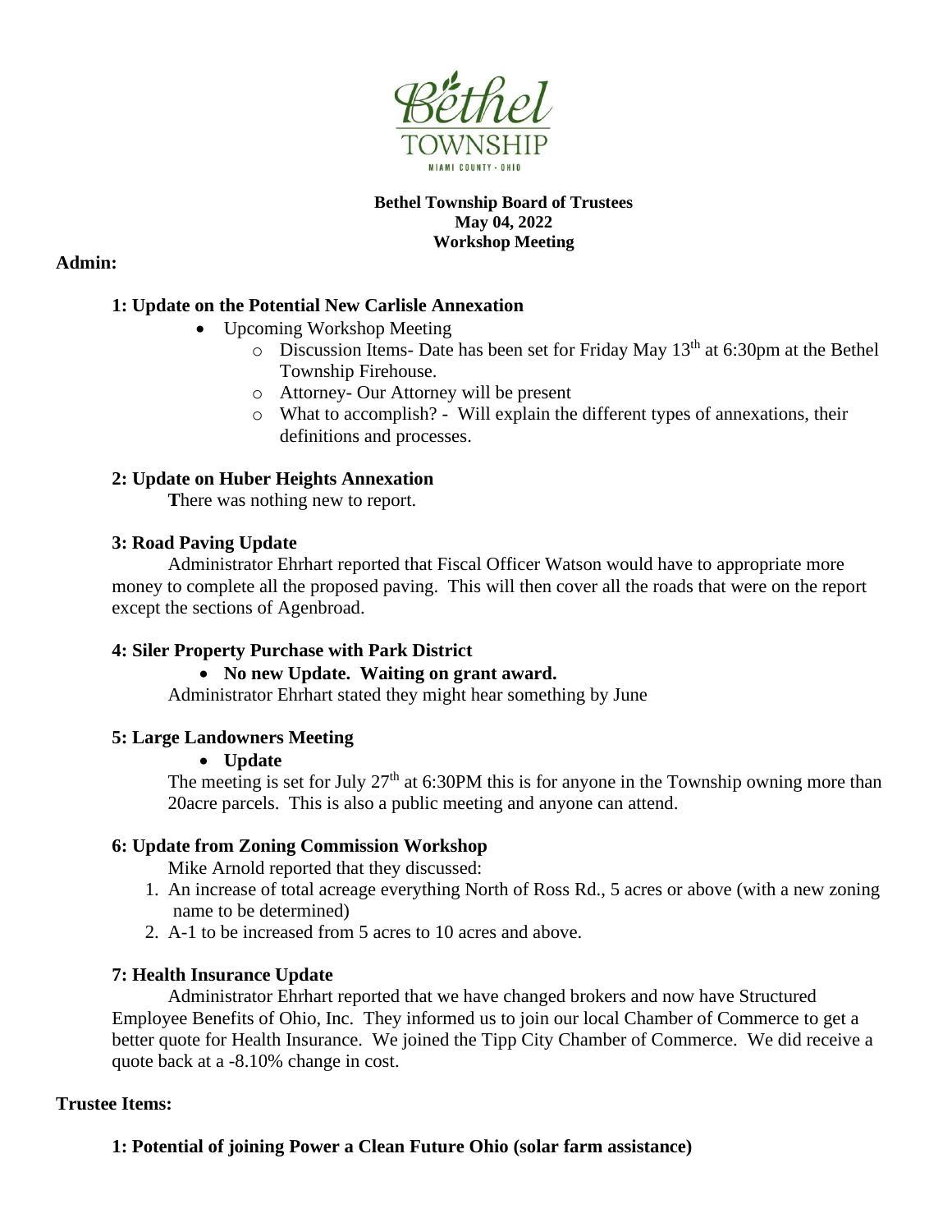**Bethel Township Board of Trustees**
**May 04, 2022**
**Workshop Meeting**

**Admin:**

**1: Update on the Potential New Carlisle Annexation**

- Upcoming Workshop Meeting
  - Discussion Items- Date has been set for Friday May 13th at 6:30pm at the Bethel Township Firehouse.
  - Attorney- Our Attorney will be present
  - What to accomplish? - Will explain the different types of annexations, their definitions and processes.

**2: Update on Huber Heights Annexation**

**T**here was nothing new to report.

**3: Road Paving Update**

Administrator Ehrhart reported that Fiscal Officer Watson would have to appropriate more money to complete all the proposed paving. This will then cover all the roads that were on the report except the sections of Agenbroad.

**4: Siler Property Purchase with Park District**

- **No new Update. Waiting on grant award.**

Administrator Ehrhart stated they might hear something by June

**5: Large Landowners Meeting**

- **Update**

The meeting is set for July 27th at 6:30PM this is for anyone in the Township owning more than 20acre parcels. This is also a public meeting and anyone can attend.

**6: Update from Zoning Commission Workshop**

Mike Arnold reported that they discussed:

1. An increase of total acreage everything North of Ross Rd., 5 acres or above (with a new zoning name to be determined)
2. A-1 to be increased from 5 acres to 10 acres and above.

**7: Health Insurance Update**

Administrator Ehrhart reported that we have changed brokers and now have Structured Employee Benefits of Ohio, Inc. They informed us to join our local Chamber of Commerce to get a better quote for Health Insurance. We joined the Tipp City Chamber of Commerce. We did receive a quote back at a -8.10% change in cost.

**Trustee Items:**

**1: Potential of joining Power a Clean Future Ohio (solar farm assistance)**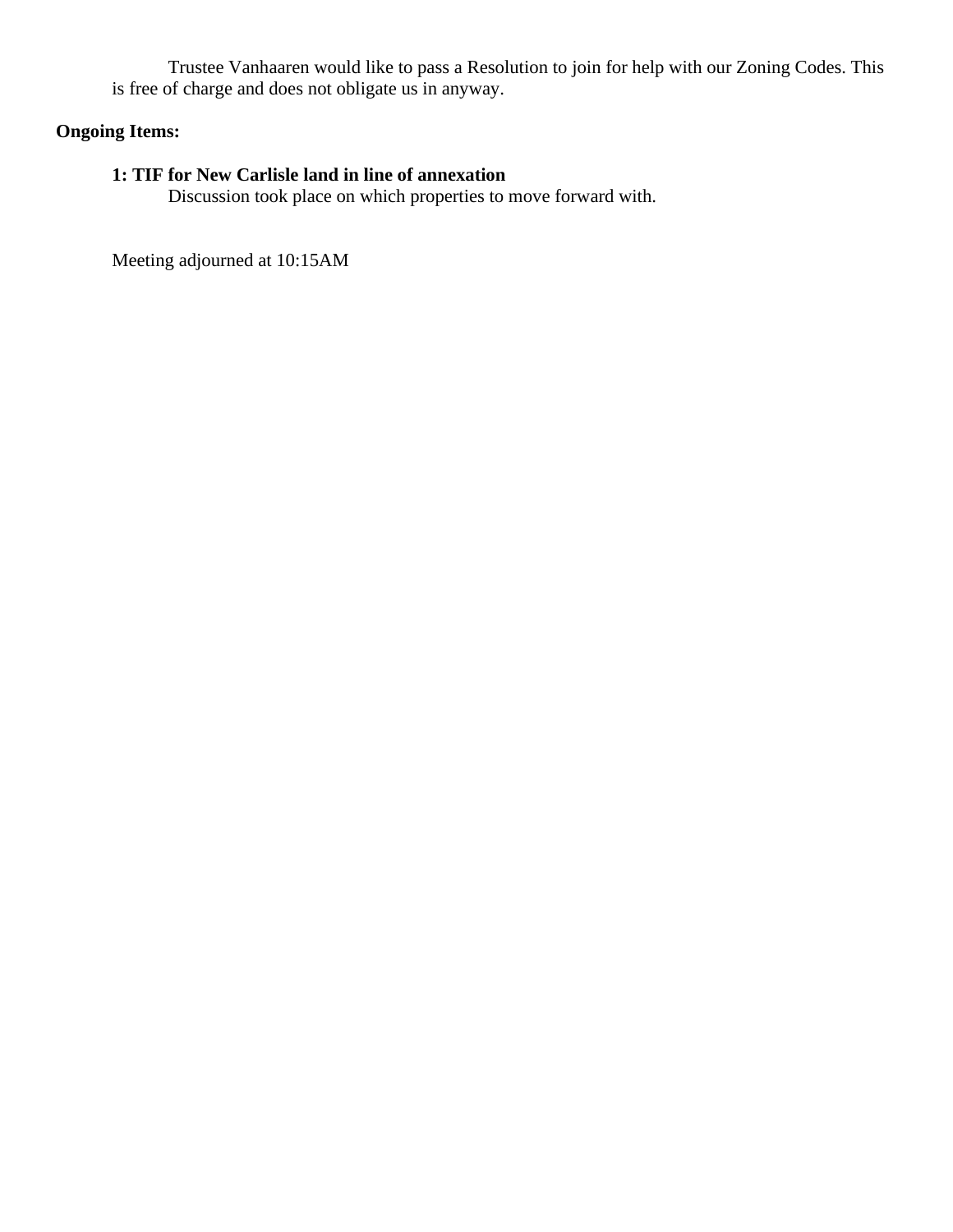Trustee Vanhaaren would like to pass a Resolution to join for help with our Zoning Codes. This is free of charge and does not obligate us in anyway.

**Ongoing Items:**

**1: TIF for New Carlisle land in line of annexation**

Discussion took place on which properties to move forward with.

Meeting adjourned at 10:15AM